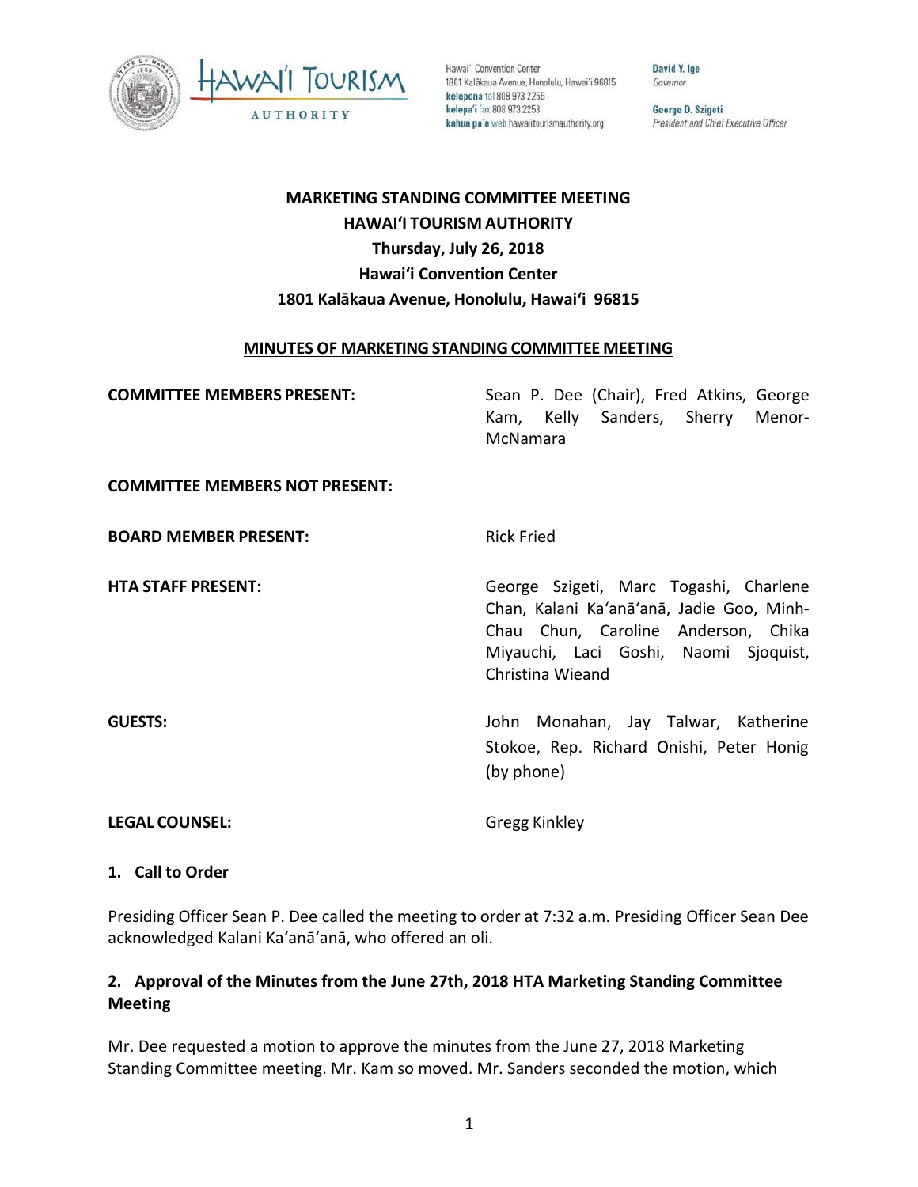# MARKETING STANDING COMMITTEE MEETING
## HAWAIʻI TOURISM AUTHORITY
### Thursday, July 26, 2018
### Hawaiʻi Convention Center
### 1801 Kalākaua Avenue, Honolulu, Hawaiʻi 96815

**MINUTES OF MARKETING STANDING COMMITTEE MEETING**

| | |
|---|---|
| **COMMITTEE MEMBERS PRESENT:** | Sean P. Dee (Chair), Fred Atkins, George Kam, Kelly Sanders, Sherry Menor-McNamara |
| **COMMITTEE MEMBERS NOT PRESENT:** | |
| **BOARD MEMBER PRESENT:** | Rick Fried |
| **HTA STAFF PRESENT:** | George Szigeti, Marc Togashi, Charlene Chan, Kalani Kaʻanāʻanā, Jadie Goo, Minh-Chau Chun, Caroline Anderson, Chika Miyauchi, Laci Goshi, Naomi Sjoquist, Christina Wieand |
| **GUESTS:** | John Monahan, Jay Talwar, Katherine Stokoe, Rep. Richard Onishi, Peter Honig (by phone) |
| **LEGAL COUNSEL:** | Gregg Kinkley |

### 1. Call to Order

Presiding Officer Sean P. Dee called the meeting to order at 7:32 a.m. Presiding Officer Sean Dee acknowledged Kalani Kaʻanāʻanā, who offered an oli.

### 2. Approval of the Minutes from the June 27th, 2018 HTA Marketing Standing Committee Meeting

Mr. Dee requested a motion to approve the minutes from the June 27, 2018 Marketing Standing Committee meeting. Mr. Kam so moved. Mr. Sanders seconded the motion, which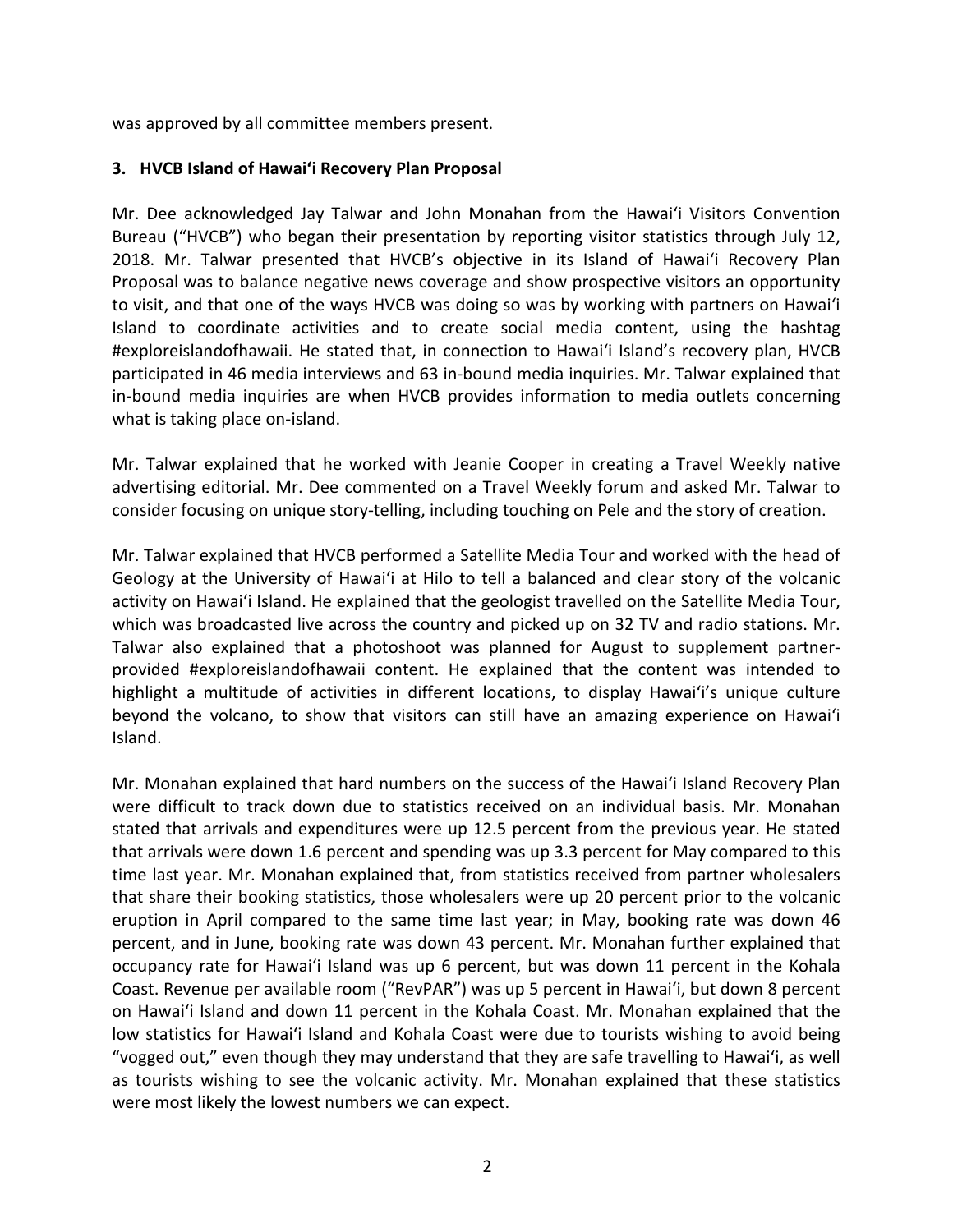was approved by all committee members present.

**3. HVCB Island of Hawaiʻi Recovery Plan Proposal**

Mr. Dee acknowledged Jay Talwar and John Monahan from the Hawaiʻi Visitors Convention Bureau ("HVCB") who began their presentation by reporting visitor statistics through July 12, 2018. Mr. Talwar presented that HVCB's objective in its Island of Hawaiʻi Recovery Plan Proposal was to balance negative news coverage and show prospective visitors an opportunity to visit, and that one of the ways HVCB was doing so was by working with partners on Hawaiʻi Island to coordinate activities and to create social media content, using the hashtag #exploreislandofhawaii. He stated that, in connection to Hawaiʻi Island's recovery plan, HVCB participated in 46 media interviews and 63 in-bound media inquiries. Mr. Talwar explained that in-bound media inquiries are when HVCB provides information to media outlets concerning what is taking place on-island.

Mr. Talwar explained that he worked with Jeanie Cooper in creating a Travel Weekly native advertising editorial. Mr. Dee commented on a Travel Weekly forum and asked Mr. Talwar to consider focusing on unique story-telling, including touching on Pele and the story of creation.

Mr. Talwar explained that HVCB performed a Satellite Media Tour and worked with the head of Geology at the University of Hawaiʻi at Hilo to tell a balanced and clear story of the volcanic activity on Hawaiʻi Island. He explained that the geologist travelled on the Satellite Media Tour, which was broadcasted live across the country and picked up on 32 TV and radio stations. Mr. Talwar also explained that a photoshoot was planned for August to supplement partner-provided #exploreislandofhawaii content. He explained that the content was intended to highlight a multitude of activities in different locations, to display Hawaiʻi's unique culture beyond the volcano, to show that visitors can still have an amazing experience on Hawaiʻi Island.

Mr. Monahan explained that hard numbers on the success of the Hawaiʻi Island Recovery Plan were difficult to track down due to statistics received on an individual basis. Mr. Monahan stated that arrivals and expenditures were up 12.5 percent from the previous year. He stated that arrivals were down 1.6 percent and spending was up 3.3 percent for May compared to this time last year. Mr. Monahan explained that, from statistics received from partner wholesalers that share their booking statistics, those wholesalers were up 20 percent prior to the volcanic eruption in April compared to the same time last year; in May, booking rate was down 46 percent, and in June, booking rate was down 43 percent. Mr. Monahan further explained that occupancy rate for Hawaiʻi Island was up 6 percent, but was down 11 percent in the Kohala Coast. Revenue per available room ("RevPAR") was up 5 percent in Hawaiʻi, but down 8 percent on Hawaiʻi Island and down 11 percent in the Kohala Coast. Mr. Monahan explained that the low statistics for Hawaiʻi Island and Kohala Coast were due to tourists wishing to avoid being "vogged out," even though they may understand that they are safe travelling to Hawaiʻi, as well as tourists wishing to see the volcanic activity. Mr. Monahan explained that these statistics were most likely the lowest numbers we can expect.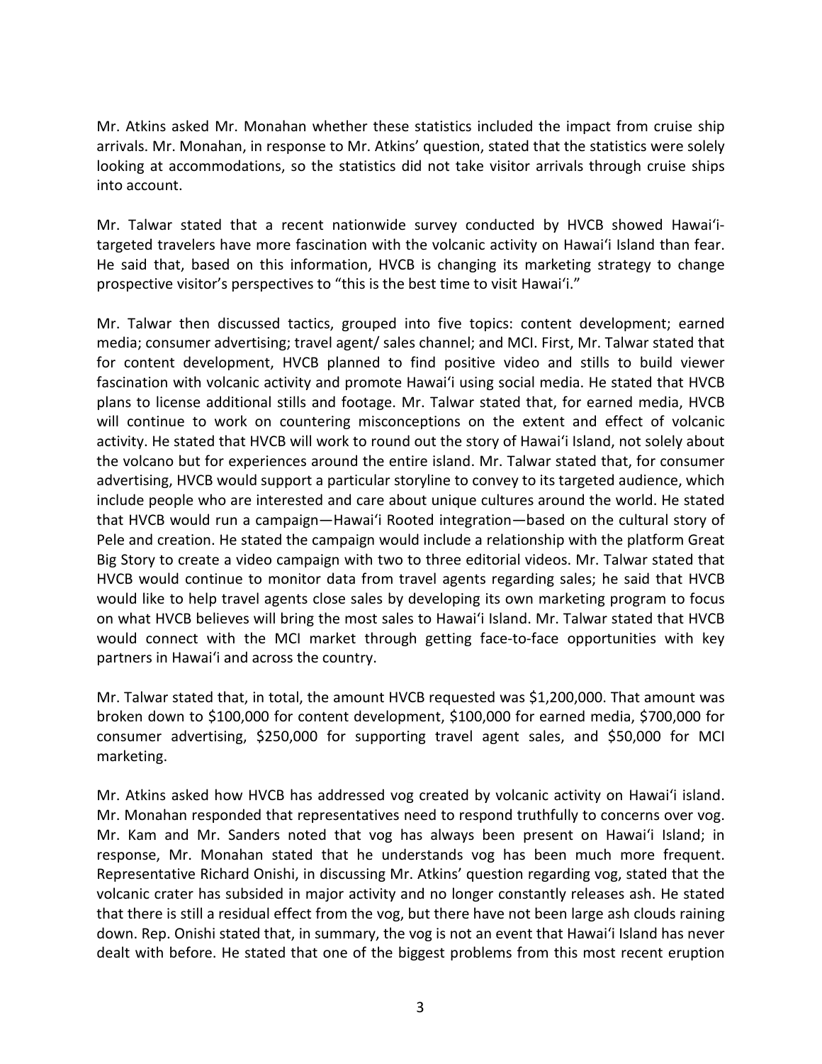Mr. Atkins asked Mr. Monahan whether these statistics included the impact from cruise ship arrivals. Mr. Monahan, in response to Mr. Atkins' question, stated that the statistics were solely looking at accommodations, so the statistics did not take visitor arrivals through cruise ships into account.

Mr. Talwar stated that a recent nationwide survey conducted by HVCB showed Hawaiʻi-targeted travelers have more fascination with the volcanic activity on Hawaiʻi Island than fear. He said that, based on this information, HVCB is changing its marketing strategy to change prospective visitor's perspectives to "this is the best time to visit Hawaiʻi."

Mr. Talwar then discussed tactics, grouped into five topics: content development; earned media; consumer advertising; travel agent/ sales channel; and MCI. First, Mr. Talwar stated that for content development, HVCB planned to find positive video and stills to build viewer fascination with volcanic activity and promote Hawaiʻi using social media. He stated that HVCB plans to license additional stills and footage. Mr. Talwar stated that, for earned media, HVCB will continue to work on countering misconceptions on the extent and effect of volcanic activity. He stated that HVCB will work to round out the story of Hawaiʻi Island, not solely about the volcano but for experiences around the entire island. Mr. Talwar stated that, for consumer advertising, HVCB would support a particular storyline to convey to its targeted audience, which include people who are interested and care about unique cultures around the world. He stated that HVCB would run a campaign—Hawaiʻi Rooted integration—based on the cultural story of Pele and creation. He stated the campaign would include a relationship with the platform Great Big Story to create a video campaign with two to three editorial videos. Mr. Talwar stated that HVCB would continue to monitor data from travel agents regarding sales; he said that HVCB would like to help travel agents close sales by developing its own marketing program to focus on what HVCB believes will bring the most sales to Hawaiʻi Island. Mr. Talwar stated that HVCB would connect with the MCI market through getting face-to-face opportunities with key partners in Hawaiʻi and across the country.

Mr. Talwar stated that, in total, the amount HVCB requested was $1,200,000. That amount was broken down to $100,000 for content development, $100,000 for earned media, $700,000 for consumer advertising, $250,000 for supporting travel agent sales, and $50,000 for MCI marketing.

Mr. Atkins asked how HVCB has addressed vog created by volcanic activity on Hawaiʻi island. Mr. Monahan responded that representatives need to respond truthfully to concerns over vog. Mr. Kam and Mr. Sanders noted that vog has always been present on Hawaiʻi Island; in response, Mr. Monahan stated that he understands vog has been much more frequent. Representative Richard Onishi, in discussing Mr. Atkins' question regarding vog, stated that the volcanic crater has subsided in major activity and no longer constantly releases ash. He stated that there is still a residual effect from the vog, but there have not been large ash clouds raining down. Rep. Onishi stated that, in summary, the vog is not an event that Hawaiʻi Island has never dealt with before. He stated that one of the biggest problems from this most recent eruption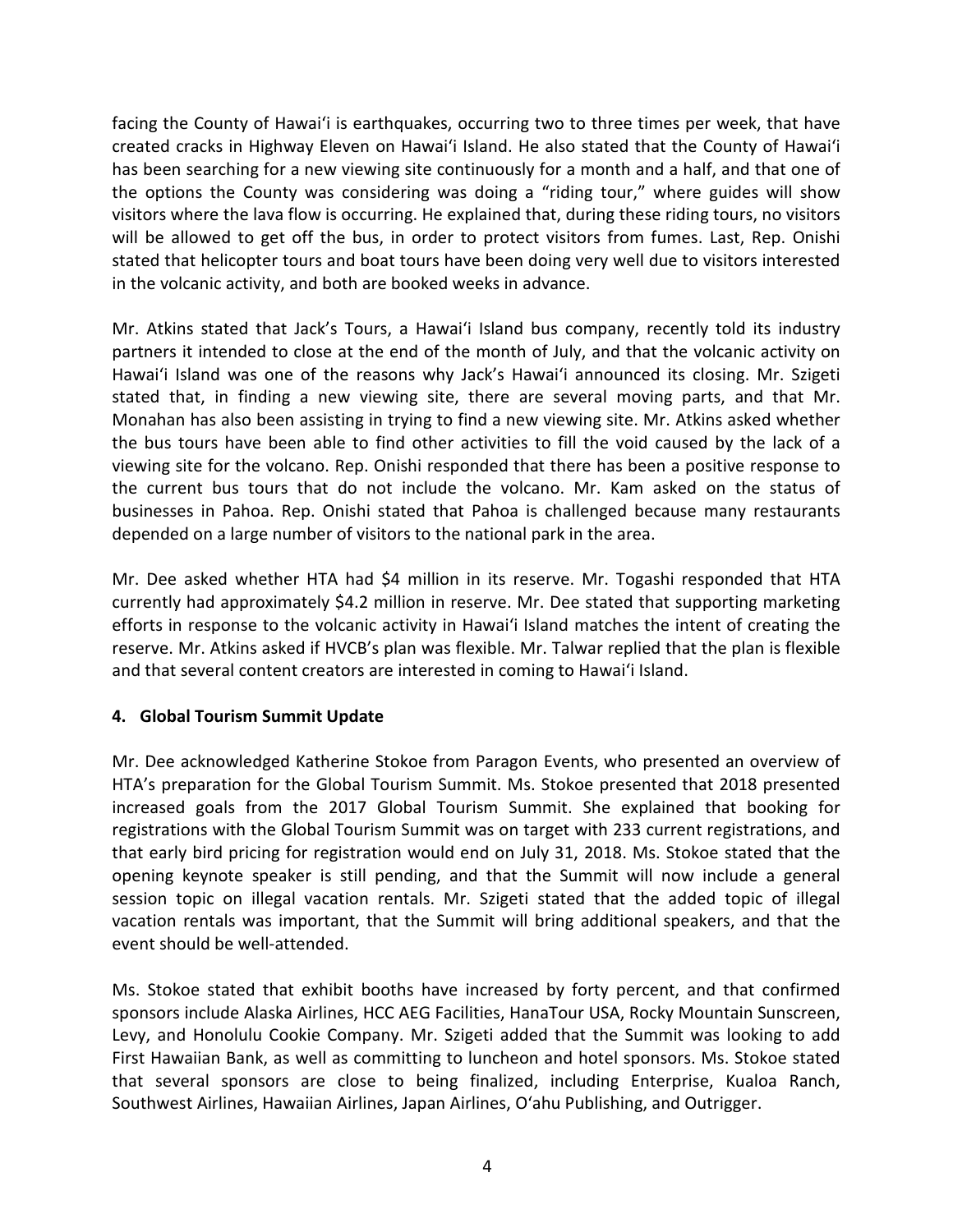facing the County of Hawaiʻi is earthquakes, occurring two to three times per week, that have created cracks in Highway Eleven on Hawaiʻi Island. He also stated that the County of Hawaiʻi has been searching for a new viewing site continuously for a month and a half, and that one of the options the County was considering was doing a "riding tour," where guides will show visitors where the lava flow is occurring. He explained that, during these riding tours, no visitors will be allowed to get off the bus, in order to protect visitors from fumes. Last, Rep. Onishi stated that helicopter tours and boat tours have been doing very well due to visitors interested in the volcanic activity, and both are booked weeks in advance.

Mr. Atkins stated that Jack's Tours, a Hawaiʻi Island bus company, recently told its industry partners it intended to close at the end of the month of July, and that the volcanic activity on Hawaiʻi Island was one of the reasons why Jack's Hawaiʻi announced its closing. Mr. Szigeti stated that, in finding a new viewing site, there are several moving parts, and that Mr. Monahan has also been assisting in trying to find a new viewing site. Mr. Atkins asked whether the bus tours have been able to find other activities to fill the void caused by the lack of a viewing site for the volcano. Rep. Onishi responded that there has been a positive response to the current bus tours that do not include the volcano. Mr. Kam asked on the status of businesses in Pahoa. Rep. Onishi stated that Pahoa is challenged because many restaurants depended on a large number of visitors to the national park in the area.

Mr. Dee asked whether HTA had $4 million in its reserve. Mr. Togashi responded that HTA currently had approximately $4.2 million in reserve. Mr. Dee stated that supporting marketing efforts in response to the volcanic activity in Hawaiʻi Island matches the intent of creating the reserve. Mr. Atkins asked if HVCB's plan was flexible. Mr. Talwar replied that the plan is flexible and that several content creators are interested in coming to Hawaiʻi Island.

**4. Global Tourism Summit Update**

Mr. Dee acknowledged Katherine Stokoe from Paragon Events, who presented an overview of HTA's preparation for the Global Tourism Summit. Ms. Stokoe presented that 2018 presented increased goals from the 2017 Global Tourism Summit. She explained that booking for registrations with the Global Tourism Summit was on target with 233 current registrations, and that early bird pricing for registration would end on July 31, 2018. Ms. Stokoe stated that the opening keynote speaker is still pending, and that the Summit will now include a general session topic on illegal vacation rentals. Mr. Szigeti stated that the added topic of illegal vacation rentals was important, that the Summit will bring additional speakers, and that the event should be well-attended.

Ms. Stokoe stated that exhibit booths have increased by forty percent, and that confirmed sponsors include Alaska Airlines, HCC AEG Facilities, HanaTour USA, Rocky Mountain Sunscreen, Levy, and Honolulu Cookie Company. Mr. Szigeti added that the Summit was looking to add First Hawaiian Bank, as well as committing to luncheon and hotel sponsors. Ms. Stokoe stated that several sponsors are close to being finalized, including Enterprise, Kualoa Ranch, Southwest Airlines, Hawaiian Airlines, Japan Airlines, Oʻahu Publishing, and Outrigger.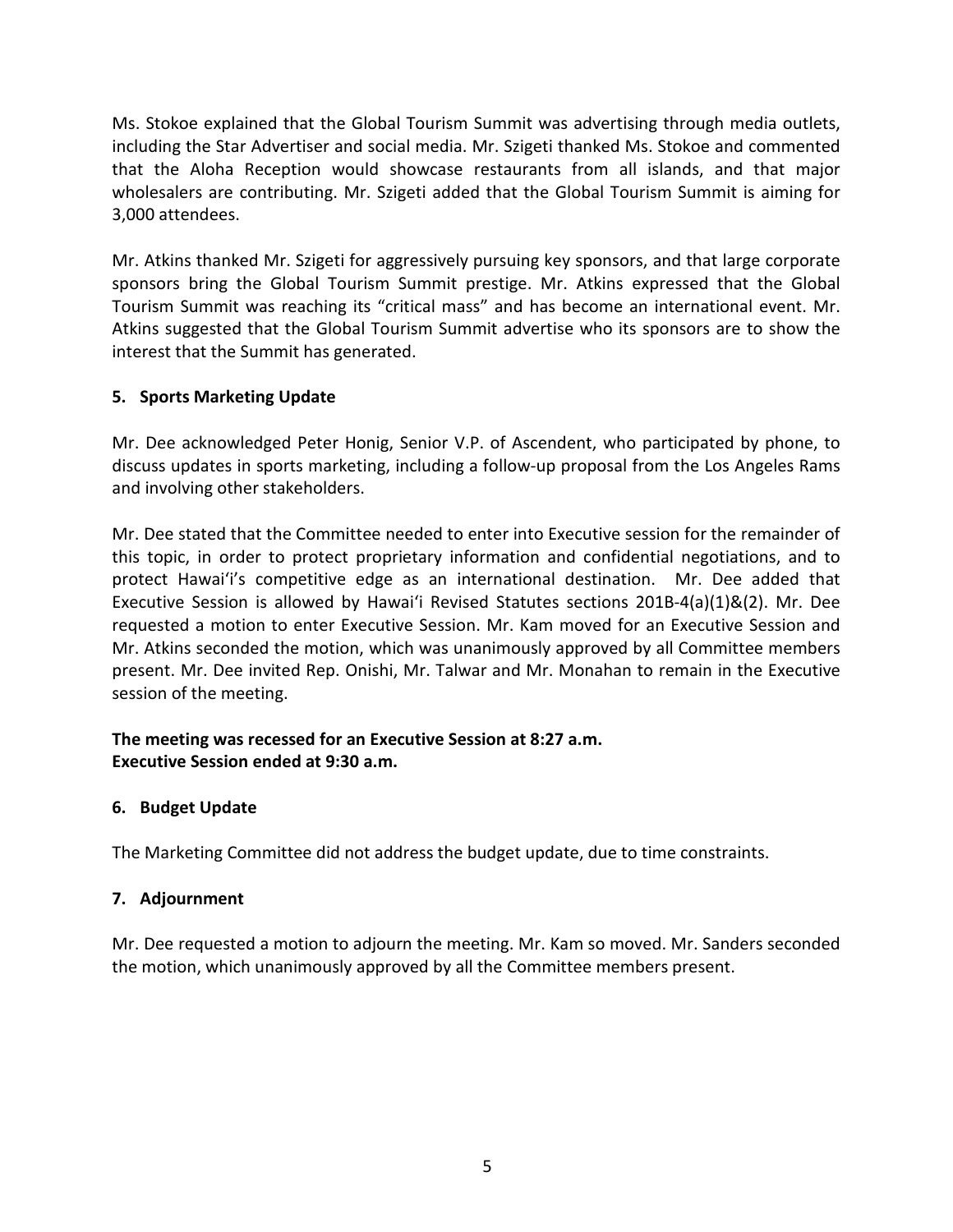Ms. Stokoe explained that the Global Tourism Summit was advertising through media outlets, including the Star Advertiser and social media. Mr. Szigeti thanked Ms. Stokoe and commented that the Aloha Reception would showcase restaurants from all islands, and that major wholesalers are contributing. Mr. Szigeti added that the Global Tourism Summit is aiming for 3,000 attendees.

Mr. Atkins thanked Mr. Szigeti for aggressively pursuing key sponsors, and that large corporate sponsors bring the Global Tourism Summit prestige. Mr. Atkins expressed that the Global Tourism Summit was reaching its "critical mass" and has become an international event. Mr. Atkins suggested that the Global Tourism Summit advertise who its sponsors are to show the interest that the Summit has generated.

**5. Sports Marketing Update**

Mr. Dee acknowledged Peter Honig, Senior V.P. of Ascendent, who participated by phone, to discuss updates in sports marketing, including a follow-up proposal from the Los Angeles Rams and involving other stakeholders.

Mr. Dee stated that the Committee needed to enter into Executive session for the remainder of this topic, in order to protect proprietary information and confidential negotiations, and to protect Hawai'i's competitive edge as an international destination. Mr. Dee added that Executive Session is allowed by Hawai'i Revised Statutes sections 201B-4(a)(1)&(2). Mr. Dee requested a motion to enter Executive Session. Mr. Kam moved for an Executive Session and Mr. Atkins seconded the motion, which was unanimously approved by all Committee members present. Mr. Dee invited Rep. Onishi, Mr. Talwar and Mr. Monahan to remain in the Executive session of the meeting.

**The meeting was recessed for an Executive Session at 8:27 a.m.**
**Executive Session ended at 9:30 a.m.**

**6. Budget Update**

The Marketing Committee did not address the budget update, due to time constraints.

**7. Adjournment**

Mr. Dee requested a motion to adjourn the meeting. Mr. Kam so moved. Mr. Sanders seconded the motion, which unanimously approved by all the Committee members present.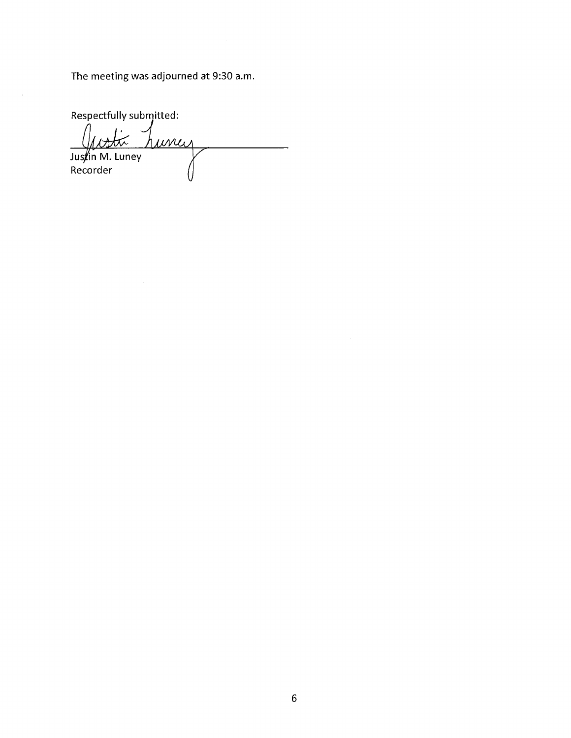The meeting was adjourned at 9:30 a.m.

Respectfully submitted:

Justin M. Luney
Recorder